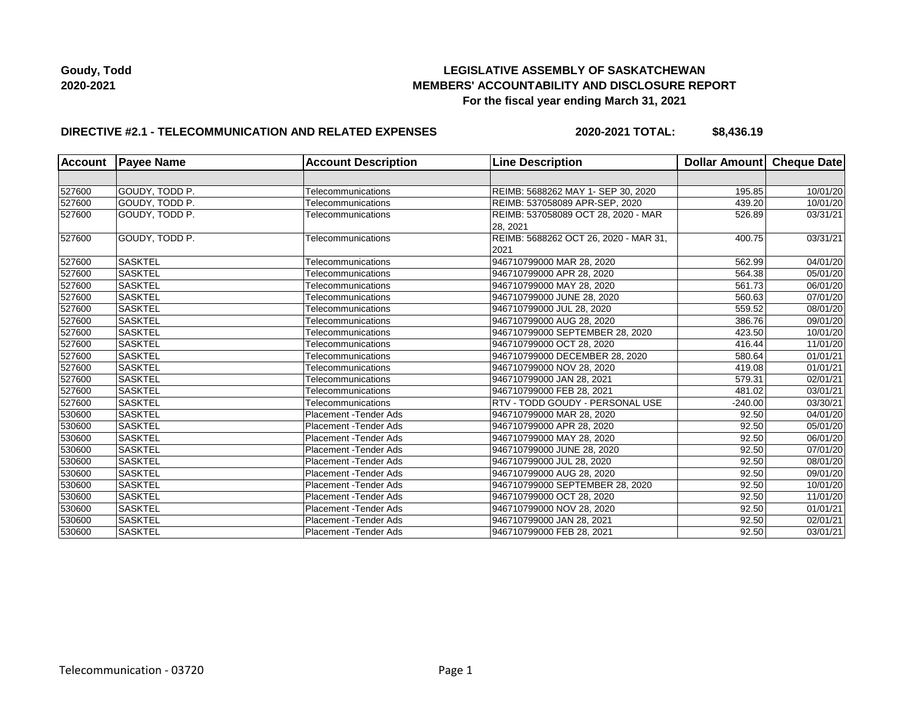**Goudy, Todd**
**2020-2021**

# LEGISLATIVE ASSEMBLY OF SASKATCHEWAN
## MEMBERS' ACCOUNTABILITY AND DISCLOSURE REPORT
### For the fiscal year ending March 31, 2021

**DIRECTIVE #2.1 - TELECOMMUNICATION AND RELATED EXPENSES** **2020-2021 TOTAL: $8,436.19**

| Account | Payee Name | Account Description | Line Description | Dollar Amount | Cheque Date |
|---|---|---|---|---|---|
| | | | | | |
| 527600 | GOUDY, TODD P. | Telecommunications | REIMB: 5688262 MAY 1- SEP 30, 2020 | 195.85 | 10/01/20 |
| 527600 | GOUDY, TODD P. | Telecommunications | REIMB: 537058089 APR-SEP, 2020 | 439.20 | 10/01/20 |
| 527600 | GOUDY, TODD P. | Telecommunications | REIMB: 537058089 OCT 28, 2020 - MAR 28, 2021 | 526.89 | 03/31/21 |
| 527600 | GOUDY, TODD P. | Telecommunications | REIMB: 5688262 OCT 26, 2020 - MAR 31, 2021 | 400.75 | 03/31/21 |
| 527600 | SASKTEL | Telecommunications | 946710799000 MAR 28, 2020 | 562.99 | 04/01/20 |
| 527600 | SASKTEL | Telecommunications | 946710799000 APR 28, 2020 | 564.38 | 05/01/20 |
| 527600 | SASKTEL | Telecommunications | 946710799000 MAY 28, 2020 | 561.73 | 06/01/20 |
| 527600 | SASKTEL | Telecommunications | 946710799000 JUNE 28, 2020 | 560.63 | 07/01/20 |
| 527600 | SASKTEL | Telecommunications | 946710799000 JUL 28, 2020 | 559.52 | 08/01/20 |
| 527600 | SASKTEL | Telecommunications | 946710799000 AUG 28, 2020 | 386.76 | 09/01/20 |
| 527600 | SASKTEL | Telecommunications | 946710799000 SEPTEMBER 28, 2020 | 423.50 | 10/01/20 |
| 527600 | SASKTEL | Telecommunications | 946710799000 OCT 28, 2020 | 416.44 | 11/01/20 |
| 527600 | SASKTEL | Telecommunications | 946710799000 DECEMBER 28, 2020 | 580.64 | 01/01/21 |
| 527600 | SASKTEL | Telecommunications | 946710799000 NOV 28, 2020 | 419.08 | 01/01/21 |
| 527600 | SASKTEL | Telecommunications | 946710799000 JAN 28, 2021 | 579.31 | 02/01/21 |
| 527600 | SASKTEL | Telecommunications | 946710799000 FEB 28, 2021 | 481.02 | 03/01/21 |
| 527600 | SASKTEL | Telecommunications | RTV - TODD GOUDY - PERSONAL USE | -240.00 | 03/30/21 |
| 530600 | SASKTEL | Placement -Tender Ads | 946710799000 MAR 28, 2020 | 92.50 | 04/01/20 |
| 530600 | SASKTEL | Placement -Tender Ads | 946710799000 APR 28, 2020 | 92.50 | 05/01/20 |
| 530600 | SASKTEL | Placement -Tender Ads | 946710799000 MAY 28, 2020 | 92.50 | 06/01/20 |
| 530600 | SASKTEL | Placement -Tender Ads | 946710799000 JUNE 28, 2020 | 92.50 | 07/01/20 |
| 530600 | SASKTEL | Placement -Tender Ads | 946710799000 JUL 28, 2020 | 92.50 | 08/01/20 |
| 530600 | SASKTEL | Placement -Tender Ads | 946710799000 AUG 28, 2020 | 92.50 | 09/01/20 |
| 530600 | SASKTEL | Placement -Tender Ads | 946710799000 SEPTEMBER 28, 2020 | 92.50 | 10/01/20 |
| 530600 | SASKTEL | Placement -Tender Ads | 946710799000 OCT 28, 2020 | 92.50 | 11/01/20 |
| 530600 | SASKTEL | Placement -Tender Ads | 946710799000 NOV 28, 2020 | 92.50 | 01/01/21 |
| 530600 | SASKTEL | Placement -Tender Ads | 946710799000 JAN 28, 2021 | 92.50 | 02/01/21 |
| 530600 | SASKTEL | Placement -Tender Ads | 946710799000 FEB 28, 2021 | 92.50 | 03/01/21 |

Telecommunication - 03720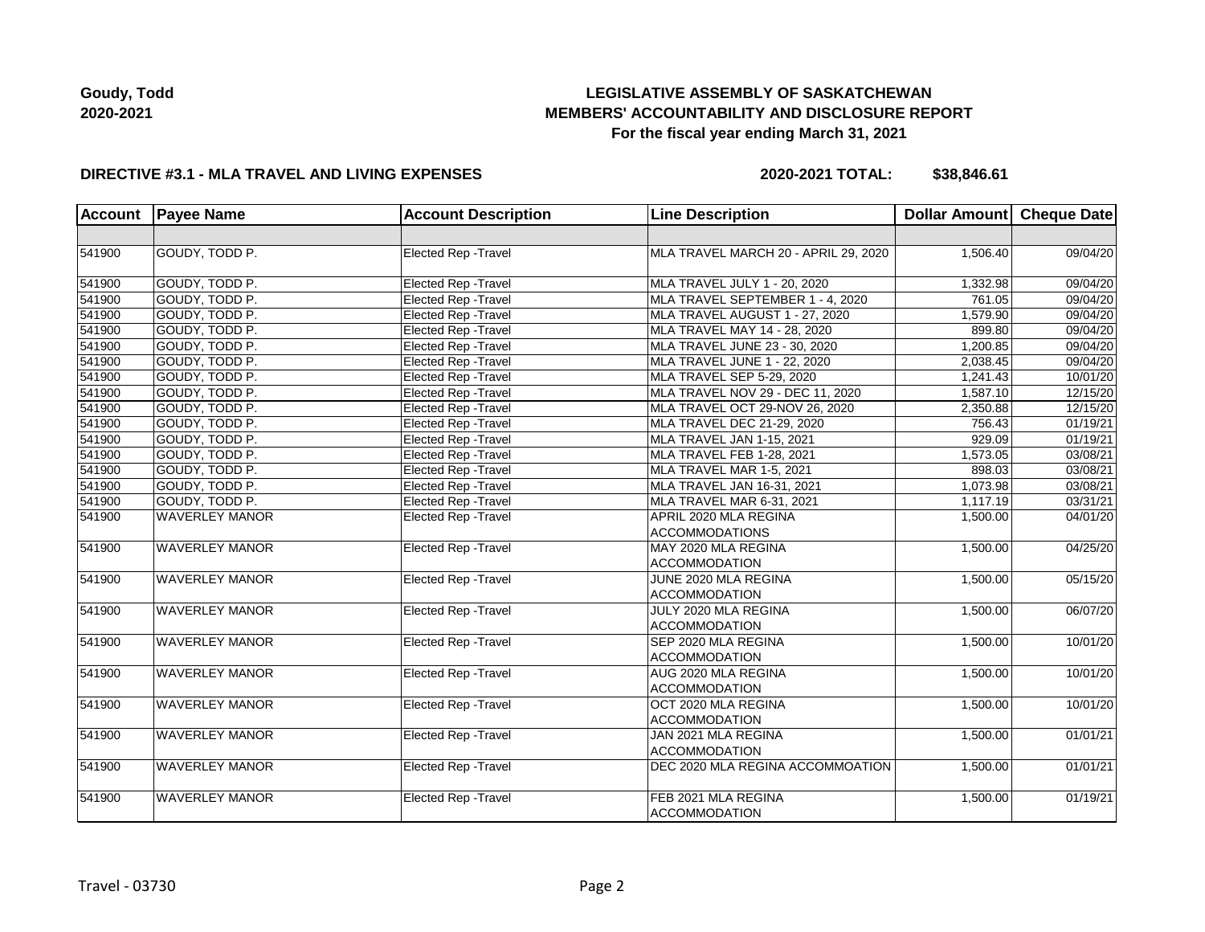**Goudy, Todd**
**2020-2021**

# LEGISLATIVE ASSEMBLY OF SASKATCHEWAN
## MEMBERS' ACCOUNTABILITY AND DISCLOSURE REPORT
### For the fiscal year ending March 31, 2021

**DIRECTIVE #3.1 - MLA TRAVEL AND LIVING EXPENSES** **2020-2021 TOTAL: $38,846.61**

| Account | Payee Name | Account Description | Line Description | Dollar Amount | Cheque Date |
|---|---|---|---|---|---|
| | | | | | |
| 541900 | GOUDY, TODD P. | Elected Rep -Travel | MLA TRAVEL MARCH 20 - APRIL 29, 2020 | 1,506.40 | 09/04/20 |
| 541900 | GOUDY, TODD P. | Elected Rep -Travel | MLA TRAVEL JULY 1 - 20, 2020 | 1,332.98 | 09/04/20 |
| 541900 | GOUDY, TODD P. | Elected Rep -Travel | MLA TRAVEL SEPTEMBER 1 - 4, 2020 | 761.05 | 09/04/20 |
| 541900 | GOUDY, TODD P. | Elected Rep -Travel | MLA TRAVEL AUGUST 1 - 27, 2020 | 1,579.90 | 09/04/20 |
| 541900 | GOUDY, TODD P. | Elected Rep -Travel | MLA TRAVEL MAY 14 - 28, 2020 | 899.80 | 09/04/20 |
| 541900 | GOUDY, TODD P. | Elected Rep -Travel | MLA TRAVEL JUNE 23 - 30, 2020 | 1,200.85 | 09/04/20 |
| 541900 | GOUDY, TODD P. | Elected Rep -Travel | MLA TRAVEL JUNE 1 - 22, 2020 | 2,038.45 | 09/04/20 |
| 541900 | GOUDY, TODD P. | Elected Rep -Travel | MLA TRAVEL SEP 5-29, 2020 | 1,241.43 | 10/01/20 |
| 541900 | GOUDY, TODD P. | Elected Rep -Travel | MLA TRAVEL NOV 29 - DEC 11, 2020 | 1,587.10 | 12/15/20 |
| 541900 | GOUDY, TODD P. | Elected Rep -Travel | MLA TRAVEL OCT 29-NOV 26, 2020 | 2,350.88 | 12/15/20 |
| 541900 | GOUDY, TODD P. | Elected Rep -Travel | MLA TRAVEL DEC 21-29, 2020 | 756.43 | 01/19/21 |
| 541900 | GOUDY, TODD P. | Elected Rep -Travel | MLA TRAVEL JAN 1-15, 2021 | 929.09 | 01/19/21 |
| 541900 | GOUDY, TODD P. | Elected Rep -Travel | MLA TRAVEL FEB 1-28, 2021 | 1,573.05 | 03/08/21 |
| 541900 | GOUDY, TODD P. | Elected Rep -Travel | MLA TRAVEL MAR 1-5, 2021 | 898.03 | 03/08/21 |
| 541900 | GOUDY, TODD P. | Elected Rep -Travel | MLA TRAVEL JAN 16-31, 2021 | 1,073.98 | 03/08/21 |
| 541900 | GOUDY, TODD P. | Elected Rep -Travel | MLA TRAVEL MAR 6-31, 2021 | 1,117.19 | 03/31/21 |
| 541900 | WAVERLEY MANOR | Elected Rep -Travel | APRIL 2020 MLA REGINA ACCOMMODATIONS | 1,500.00 | 04/01/20 |
| 541900 | WAVERLEY MANOR | Elected Rep -Travel | MAY 2020 MLA REGINA ACCOMMODATION | 1,500.00 | 04/25/20 |
| 541900 | WAVERLEY MANOR | Elected Rep -Travel | JUNE 2020 MLA REGINA ACCOMMODATION | 1,500.00 | 05/15/20 |
| 541900 | WAVERLEY MANOR | Elected Rep -Travel | JULY 2020 MLA REGINA ACCOMMODATION | 1,500.00 | 06/07/20 |
| 541900 | WAVERLEY MANOR | Elected Rep -Travel | SEP 2020 MLA REGINA ACCOMMODATION | 1,500.00 | 10/01/20 |
| 541900 | WAVERLEY MANOR | Elected Rep -Travel | AUG 2020 MLA REGINA ACCOMMODATION | 1,500.00 | 10/01/20 |
| 541900 | WAVERLEY MANOR | Elected Rep -Travel | OCT 2020 MLA REGINA ACCOMMODATION | 1,500.00 | 10/01/20 |
| 541900 | WAVERLEY MANOR | Elected Rep -Travel | JAN 2021 MLA REGINA ACCOMMODATION | 1,500.00 | 01/01/21 |
| 541900 | WAVERLEY MANOR | Elected Rep -Travel | DEC 2020 MLA REGINA ACCOMMOATION | 1,500.00 | 01/01/21 |
| 541900 | WAVERLEY MANOR | Elected Rep -Travel | FEB 2021 MLA REGINA ACCOMMODATION | 1,500.00 | 01/19/21 |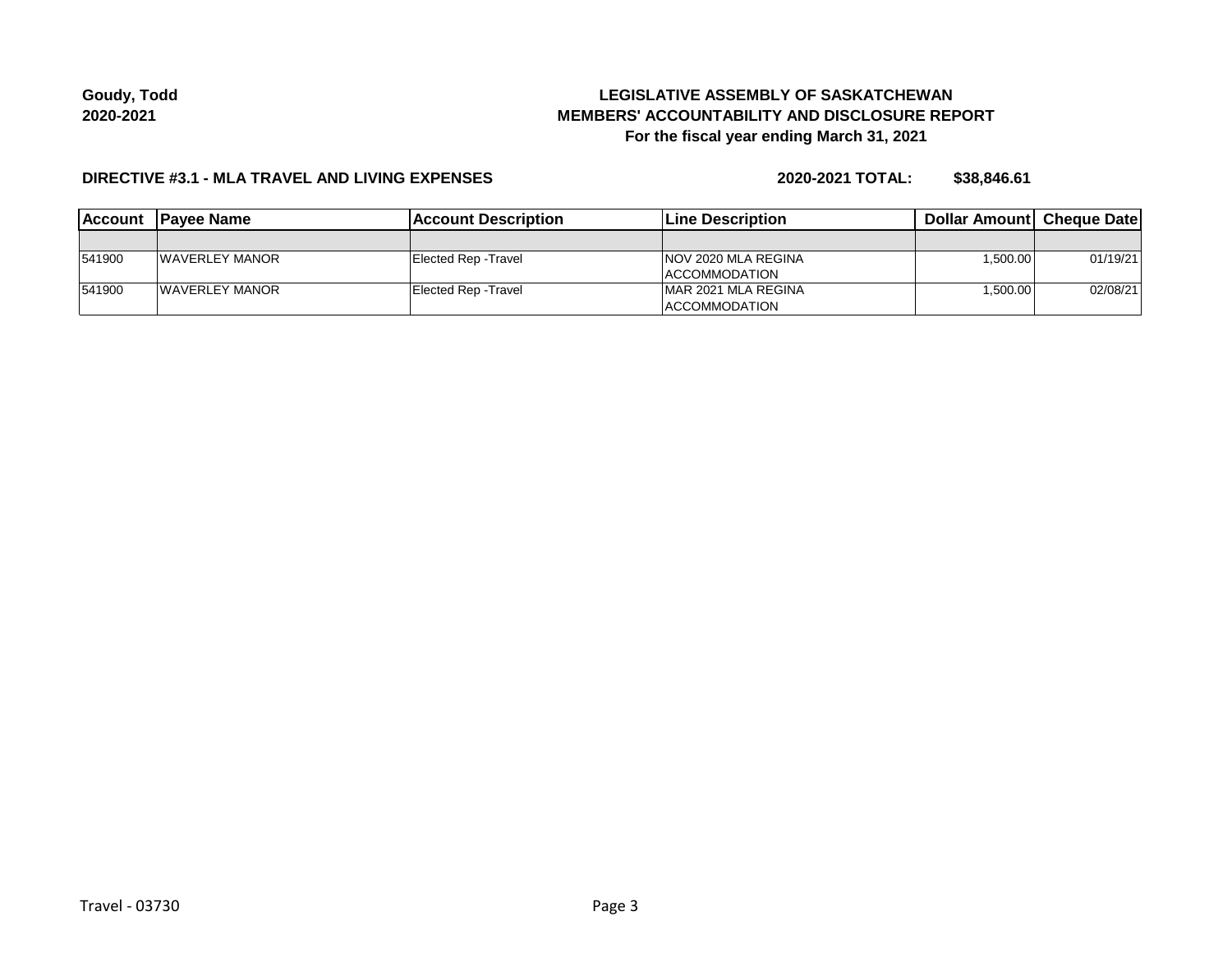Goudy, Todd
2020-2021

# LEGISLATIVE ASSEMBLY OF SASKATCHEWAN
## MEMBERS' ACCOUNTABILITY AND DISCLOSURE REPORT
### For the fiscal year ending March 31, 2021

**DIRECTIVE #3.1 - MLA TRAVEL AND LIVING EXPENSES** **2020-2021 TOTAL: $38,846.61**

| Account | Payee Name | Account Description | Line Description | Dollar Amount | Cheque Date |
|---|---|---|---|---|---|
| | | | | | |
| 541900 | WAVERLEY MANOR | Elected Rep -Travel | NOV 2020 MLA REGINA ACCOMMODATION | 1,500.00 | 01/19/21 |
| 541900 | WAVERLEY MANOR | Elected Rep -Travel | MAR 2021 MLA REGINA ACCOMMODATION | 1,500.00 | 02/08/21 |

Travel - 03730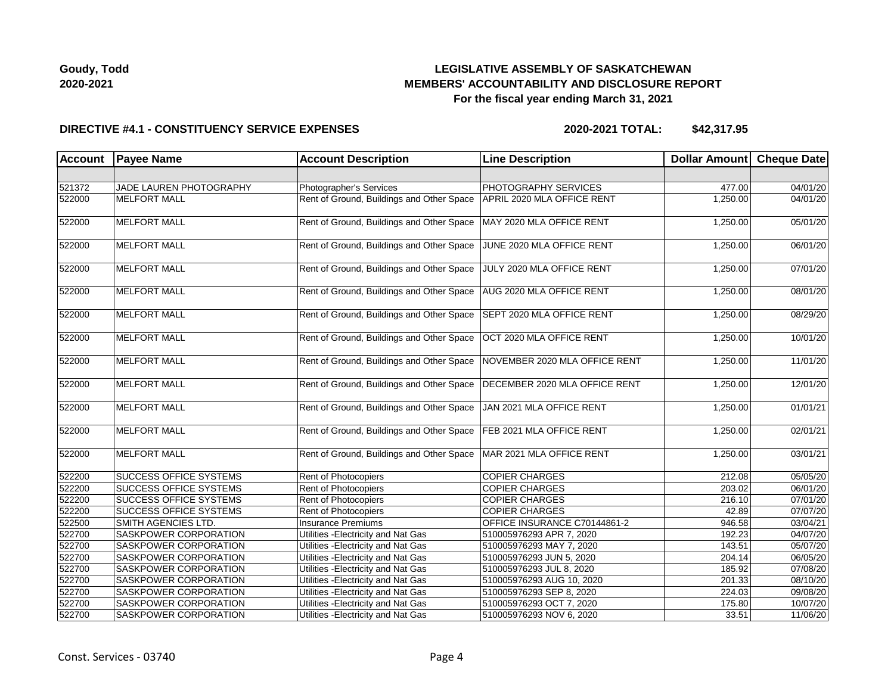Goudy, Todd
2020-2021

# LEGISLATIVE ASSEMBLY OF SASKATCHEWAN
## MEMBERS' ACCOUNTABILITY AND DISCLOSURE REPORT
### For the fiscal year ending March 31, 2021

**DIRECTIVE #4.1 - CONSTITUENCY SERVICE EXPENSES** **2020-2021 TOTAL: $42,317.95**

| Account | Payee Name | Account Description | Line Description | Dollar Amount | Cheque Date |
|---|---|---|---|---|---|
| | | | | | |
| 521372 | JADE LAUREN PHOTOGRAPHY | Photographer's Services | PHOTOGRAPHY SERVICES | 477.00 | 04/01/20 |
| 522000 | MELFORT MALL | Rent of Ground, Buildings and Other Space | APRIL 2020 MLA OFFICE RENT | 1,250.00 | 04/01/20 |
| 522000 | MELFORT MALL | Rent of Ground, Buildings and Other Space | MAY 2020 MLA OFFICE RENT | 1,250.00 | 05/01/20 |
| 522000 | MELFORT MALL | Rent of Ground, Buildings and Other Space | JUNE 2020 MLA OFFICE RENT | 1,250.00 | 06/01/20 |
| 522000 | MELFORT MALL | Rent of Ground, Buildings and Other Space | JULY 2020 MLA OFFICE RENT | 1,250.00 | 07/01/20 |
| 522000 | MELFORT MALL | Rent of Ground, Buildings and Other Space | AUG 2020 MLA OFFICE RENT | 1,250.00 | 08/01/20 |
| 522000 | MELFORT MALL | Rent of Ground, Buildings and Other Space | SEPT 2020 MLA OFFICE RENT | 1,250.00 | 08/29/20 |
| 522000 | MELFORT MALL | Rent of Ground, Buildings and Other Space | OCT 2020 MLA OFFICE RENT | 1,250.00 | 10/01/20 |
| 522000 | MELFORT MALL | Rent of Ground, Buildings and Other Space | NOVEMBER 2020 MLA OFFICE RENT | 1,250.00 | 11/01/20 |
| 522000 | MELFORT MALL | Rent of Ground, Buildings and Other Space | DECEMBER 2020 MLA OFFICE RENT | 1,250.00 | 12/01/20 |
| 522000 | MELFORT MALL | Rent of Ground, Buildings and Other Space | JAN 2021 MLA OFFICE RENT | 1,250.00 | 01/01/21 |
| 522000 | MELFORT MALL | Rent of Ground, Buildings and Other Space | FEB 2021 MLA OFFICE RENT | 1,250.00 | 02/01/21 |
| 522000 | MELFORT MALL | Rent of Ground, Buildings and Other Space | MAR 2021 MLA OFFICE RENT | 1,250.00 | 03/01/21 |
| 522200 | SUCCESS OFFICE SYSTEMS | Rent of Photocopiers | COPIER CHARGES | 212.08 | 05/05/20 |
| 522200 | SUCCESS OFFICE SYSTEMS | Rent of Photocopiers | COPIER CHARGES | 203.02 | 06/01/20 |
| 522200 | SUCCESS OFFICE SYSTEMS | Rent of Photocopiers | COPIER CHARGES | 216.10 | 07/01/20 |
| 522200 | SUCCESS OFFICE SYSTEMS | Rent of Photocopiers | COPIER CHARGES | 42.89 | 07/07/20 |
| 522500 | SMITH AGENCIES LTD. | Insurance Premiums | OFFICE INSURANCE C70144861-2 | 946.58 | 03/04/21 |
| 522700 | SASKPOWER CORPORATION | Utilities -Electricity and Nat Gas | 510005976293 APR 7, 2020 | 192.23 | 04/07/20 |
| 522700 | SASKPOWER CORPORATION | Utilities -Electricity and Nat Gas | 510005976293 MAY 7, 2020 | 143.51 | 05/07/20 |
| 522700 | SASKPOWER CORPORATION | Utilities -Electricity and Nat Gas | 510005976293 JUN 5, 2020 | 204.14 | 06/05/20 |
| 522700 | SASKPOWER CORPORATION | Utilities -Electricity and Nat Gas | 510005976293 JUL 8, 2020 | 185.92 | 07/08/20 |
| 522700 | SASKPOWER CORPORATION | Utilities -Electricity and Nat Gas | 510005976293 AUG 10, 2020 | 201.33 | 08/10/20 |
| 522700 | SASKPOWER CORPORATION | Utilities -Electricity and Nat Gas | 510005976293 SEP 8, 2020 | 224.03 | 09/08/20 |
| 522700 | SASKPOWER CORPORATION | Utilities -Electricity and Nat Gas | 510005976293 OCT 7, 2020 | 175.80 | 10/07/20 |
| 522700 | SASKPOWER CORPORATION | Utilities -Electricity and Nat Gas | 510005976293 NOV 6, 2020 | 33.51 | 11/06/20 |

Const. Services - 03740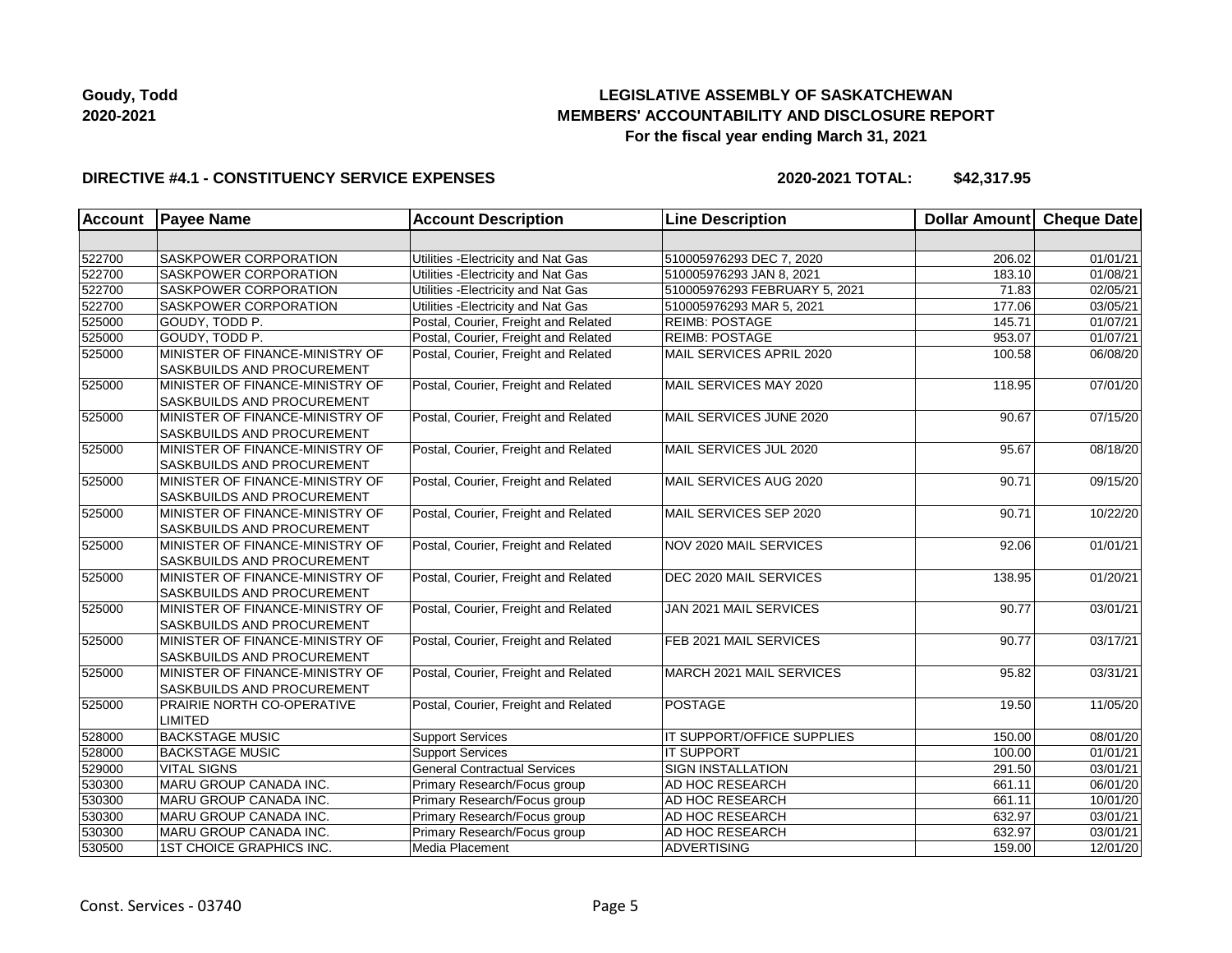**Goudy, Todd**
**2020-2021**

**LEGISLATIVE ASSEMBLY OF SASKATCHEWAN**
**MEMBERS' ACCOUNTABILITY AND DISCLOSURE REPORT**
**For the fiscal year ending March 31, 2021**

**DIRECTIVE #4.1 - CONSTITUENCY SERVICE EXPENSES**

**2020-2021 TOTAL: $42,317.95**

| Account | Payee Name | Account Description | Line Description | Dollar Amount | Cheque Date |
|---|---|---|---|---|---|
| | | | | | |
| 522700 | SASKPOWER CORPORATION | Utilities -Electricity and Nat Gas | 510005976293 DEC 7, 2020 | 206.02 | 01/01/21 |
| 522700 | SASKPOWER CORPORATION | Utilities -Electricity and Nat Gas | 510005976293 JAN 8, 2021 | 183.10 | 01/08/21 |
| 522700 | SASKPOWER CORPORATION | Utilities -Electricity and Nat Gas | 510005976293 FEBRUARY 5, 2021 | 71.83 | 02/05/21 |
| 522700 | SASKPOWER CORPORATION | Utilities -Electricity and Nat Gas | 510005976293 MAR 5, 2021 | 177.06 | 03/05/21 |
| 525000 | GOUDY, TODD P. | Postal, Courier, Freight and Related | REIMB: POSTAGE | 145.71 | 01/07/21 |
| 525000 | GOUDY, TODD P. | Postal, Courier, Freight and Related | REIMB: POSTAGE | 953.07 | 01/07/21 |
| 525000 | MINISTER OF FINANCE-MINISTRY OF SASKBUILDS AND PROCUREMENT | Postal, Courier, Freight and Related | MAIL SERVICES APRIL 2020 | 100.58 | 06/08/20 |
| 525000 | MINISTER OF FINANCE-MINISTRY OF SASKBUILDS AND PROCUREMENT | Postal, Courier, Freight and Related | MAIL SERVICES MAY 2020 | 118.95 | 07/01/20 |
| 525000 | MINISTER OF FINANCE-MINISTRY OF SASKBUILDS AND PROCUREMENT | Postal, Courier, Freight and Related | MAIL SERVICES JUNE 2020 | 90.67 | 07/15/20 |
| 525000 | MINISTER OF FINANCE-MINISTRY OF SASKBUILDS AND PROCUREMENT | Postal, Courier, Freight and Related | MAIL SERVICES JUL 2020 | 95.67 | 08/18/20 |
| 525000 | MINISTER OF FINANCE-MINISTRY OF SASKBUILDS AND PROCUREMENT | Postal, Courier, Freight and Related | MAIL SERVICES AUG 2020 | 90.71 | 09/15/20 |
| 525000 | MINISTER OF FINANCE-MINISTRY OF SASKBUILDS AND PROCUREMENT | Postal, Courier, Freight and Related | MAIL SERVICES SEP 2020 | 90.71 | 10/22/20 |
| 525000 | MINISTER OF FINANCE-MINISTRY OF SASKBUILDS AND PROCUREMENT | Postal, Courier, Freight and Related | NOV 2020 MAIL SERVICES | 92.06 | 01/01/21 |
| 525000 | MINISTER OF FINANCE-MINISTRY OF SASKBUILDS AND PROCUREMENT | Postal, Courier, Freight and Related | DEC 2020 MAIL SERVICES | 138.95 | 01/20/21 |
| 525000 | MINISTER OF FINANCE-MINISTRY OF SASKBUILDS AND PROCUREMENT | Postal, Courier, Freight and Related | JAN 2021 MAIL SERVICES | 90.77 | 03/01/21 |
| 525000 | MINISTER OF FINANCE-MINISTRY OF SASKBUILDS AND PROCUREMENT | Postal, Courier, Freight and Related | FEB 2021 MAIL SERVICES | 90.77 | 03/17/21 |
| 525000 | MINISTER OF FINANCE-MINISTRY OF SASKBUILDS AND PROCUREMENT | Postal, Courier, Freight and Related | MARCH 2021 MAIL SERVICES | 95.82 | 03/31/21 |
| 525000 | PRAIRIE NORTH CO-OPERATIVE LIMITED | Postal, Courier, Freight and Related | POSTAGE | 19.50 | 11/05/20 |
| 528000 | BACKSTAGE MUSIC | Support Services | IT SUPPORT/OFFICE SUPPLIES | 150.00 | 08/01/20 |
| 528000 | BACKSTAGE MUSIC | Support Services | IT SUPPORT | 100.00 | 01/01/21 |
| 529000 | VITAL SIGNS | General Contractual Services | SIGN INSTALLATION | 291.50 | 03/01/21 |
| 530300 | MARU GROUP CANADA INC. | Primary Research/Focus group | AD HOC RESEARCH | 661.11 | 06/01/20 |
| 530300 | MARU GROUP CANADA INC. | Primary Research/Focus group | AD HOC RESEARCH | 661.11 | 10/01/20 |
| 530300 | MARU GROUP CANADA INC. | Primary Research/Focus group | AD HOC RESEARCH | 632.97 | 03/01/21 |
| 530300 | MARU GROUP CANADA INC. | Primary Research/Focus group | AD HOC RESEARCH | 632.97 | 03/01/21 |
| 530500 | 1ST CHOICE GRAPHICS INC. | Media Placement | ADVERTISING | 159.00 | 12/01/20 |

Const. Services - 03740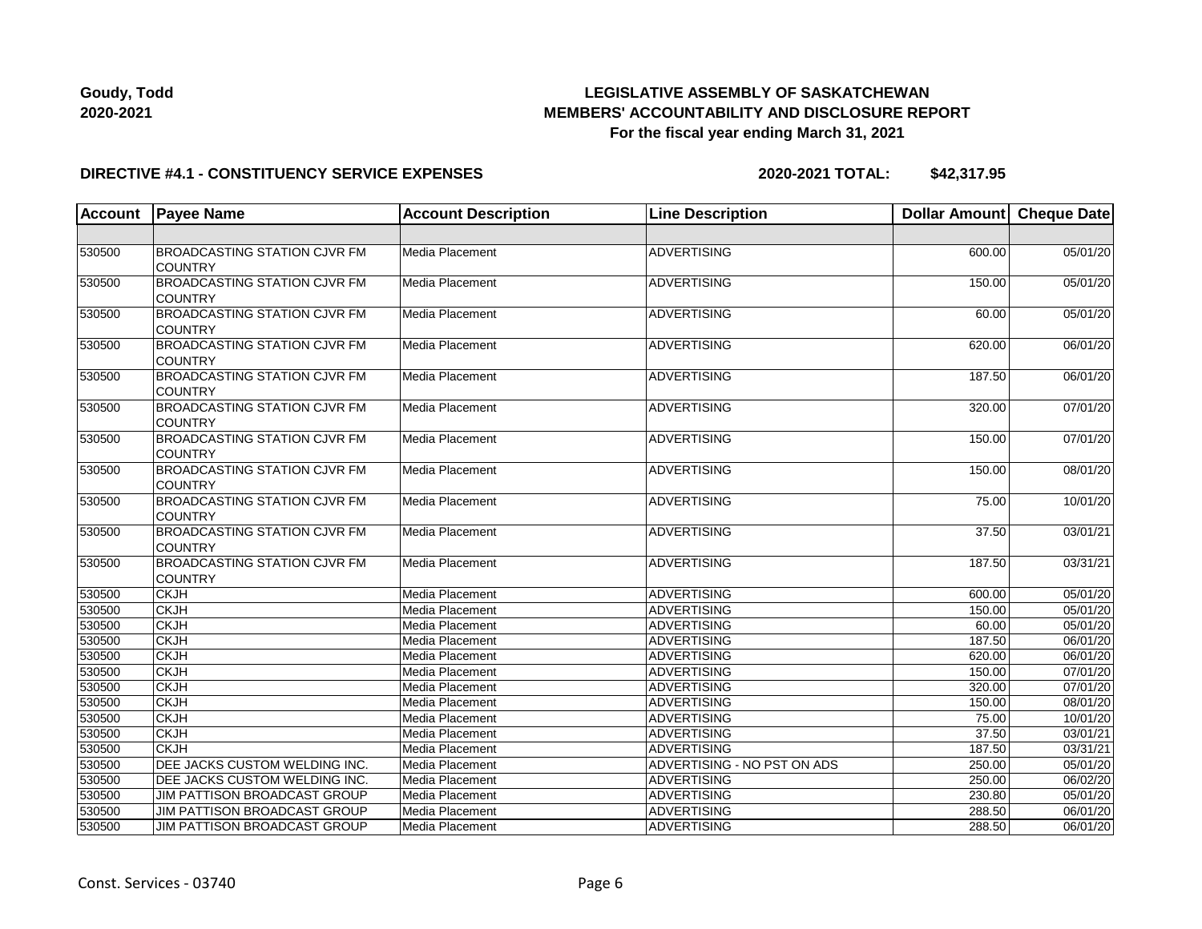**Goudy, Todd**
**2020-2021**

# LEGISLATIVE ASSEMBLY OF SASKATCHEWAN
## MEMBERS' ACCOUNTABILITY AND DISCLOSURE REPORT
### For the fiscal year ending March 31, 2021

**DIRECTIVE #4.1 - CONSTITUENCY SERVICE EXPENSES** **2020-2021 TOTAL: $42,317.95**

| Account | Payee Name | Account Description | Line Description | Dollar Amount | Cheque Date |
|---|---|---|---|---|---|
| | | | | | |
| 530500 | BROADCASTING STATION CJVR FM COUNTRY | Media Placement | ADVERTISING | 600.00 | 05/01/20 |
| 530500 | BROADCASTING STATION CJVR FM COUNTRY | Media Placement | ADVERTISING | 150.00 | 05/01/20 |
| 530500 | BROADCASTING STATION CJVR FM COUNTRY | Media Placement | ADVERTISING | 60.00 | 05/01/20 |
| 530500 | BROADCASTING STATION CJVR FM COUNTRY | Media Placement | ADVERTISING | 620.00 | 06/01/20 |
| 530500 | BROADCASTING STATION CJVR FM COUNTRY | Media Placement | ADVERTISING | 187.50 | 06/01/20 |
| 530500 | BROADCASTING STATION CJVR FM COUNTRY | Media Placement | ADVERTISING | 320.00 | 07/01/20 |
| 530500 | BROADCASTING STATION CJVR FM COUNTRY | Media Placement | ADVERTISING | 150.00 | 07/01/20 |
| 530500 | BROADCASTING STATION CJVR FM COUNTRY | Media Placement | ADVERTISING | 150.00 | 08/01/20 |
| 530500 | BROADCASTING STATION CJVR FM COUNTRY | Media Placement | ADVERTISING | 75.00 | 10/01/20 |
| 530500 | BROADCASTING STATION CJVR FM COUNTRY | Media Placement | ADVERTISING | 37.50 | 03/01/21 |
| 530500 | BROADCASTING STATION CJVR FM COUNTRY | Media Placement | ADVERTISING | 187.50 | 03/31/21 |
| 530500 | CKJH | Media Placement | ADVERTISING | 600.00 | 05/01/20 |
| 530500 | CKJH | Media Placement | ADVERTISING | 150.00 | 05/01/20 |
| 530500 | CKJH | Media Placement | ADVERTISING | 60.00 | 05/01/20 |
| 530500 | CKJH | Media Placement | ADVERTISING | 187.50 | 06/01/20 |
| 530500 | CKJH | Media Placement | ADVERTISING | 620.00 | 06/01/20 |
| 530500 | CKJH | Media Placement | ADVERTISING | 150.00 | 07/01/20 |
| 530500 | CKJH | Media Placement | ADVERTISING | 320.00 | 07/01/20 |
| 530500 | CKJH | Media Placement | ADVERTISING | 150.00 | 08/01/20 |
| 530500 | CKJH | Media Placement | ADVERTISING | 75.00 | 10/01/20 |
| 530500 | CKJH | Media Placement | ADVERTISING | 37.50 | 03/01/21 |
| 530500 | CKJH | Media Placement | ADVERTISING | 187.50 | 03/31/21 |
| 530500 | DEE JACKS CUSTOM WELDING INC. | Media Placement | ADVERTISING - NO PST ON ADS | 250.00 | 05/01/20 |
| 530500 | DEE JACKS CUSTOM WELDING INC. | Media Placement | ADVERTISING | 250.00 | 06/02/20 |
| 530500 | JIM PATTISON BROADCAST GROUP | Media Placement | ADVERTISING | 230.80 | 05/01/20 |
| 530500 | JIM PATTISON BROADCAST GROUP | Media Placement | ADVERTISING | 288.50 | 06/01/20 |
| 530500 | JIM PATTISON BROADCAST GROUP | Media Placement | ADVERTISING | 288.50 | 06/01/20 |

Const. Services - 03740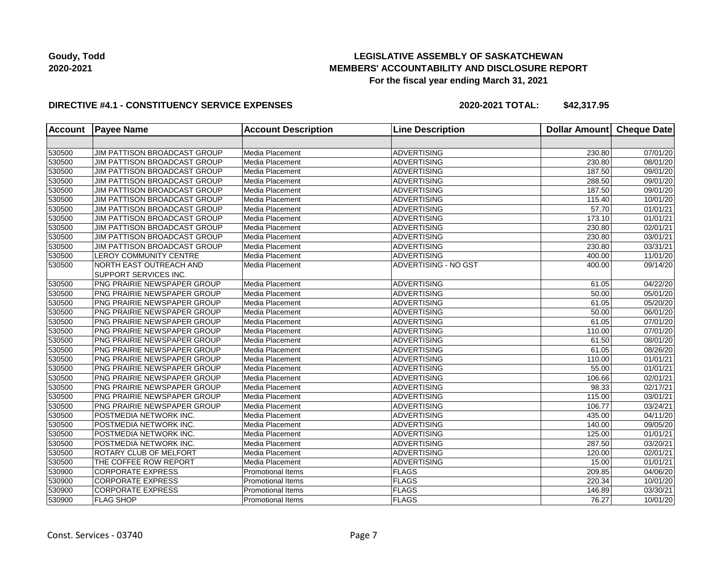**Goudy, Todd**
**2020-2021**

**LEGISLATIVE ASSEMBLY OF SASKATCHEWAN**
**MEMBERS' ACCOUNTABILITY AND DISCLOSURE REPORT**
**For the fiscal year ending March 31, 2021**

**DIRECTIVE #4.1 - CONSTITUENCY SERVICE EXPENSES** **2020-2021 TOTAL: $42,317.95**

| Account | Payee Name | Account Description | Line Description | Dollar Amount | Cheque Date |
|---|---|---|---|---|---|
| | | | | | |
| 530500 | JIM PATTISON BROADCAST GROUP | Media Placement | ADVERTISING | 230.80 | 07/01/20 |
| 530500 | JIM PATTISON BROADCAST GROUP | Media Placement | ADVERTISING | 230.80 | 08/01/20 |
| 530500 | JIM PATTISON BROADCAST GROUP | Media Placement | ADVERTISING | 187.50 | 09/01/20 |
| 530500 | JIM PATTISON BROADCAST GROUP | Media Placement | ADVERTISING | 288.50 | 09/01/20 |
| 530500 | JIM PATTISON BROADCAST GROUP | Media Placement | ADVERTISING | 187.50 | 09/01/20 |
| 530500 | JIM PATTISON BROADCAST GROUP | Media Placement | ADVERTISING | 115.40 | 10/01/20 |
| 530500 | JIM PATTISON BROADCAST GROUP | Media Placement | ADVERTISING | 57.70 | 01/01/21 |
| 530500 | JIM PATTISON BROADCAST GROUP | Media Placement | ADVERTISING | 173.10 | 01/01/21 |
| 530500 | JIM PATTISON BROADCAST GROUP | Media Placement | ADVERTISING | 230.80 | 02/01/21 |
| 530500 | JIM PATTISON BROADCAST GROUP | Media Placement | ADVERTISING | 230.80 | 03/01/21 |
| 530500 | JIM PATTISON BROADCAST GROUP | Media Placement | ADVERTISING | 230.80 | 03/31/21 |
| 530500 | LEROY COMMUNITY CENTRE | Media Placement | ADVERTISING | 400.00 | 11/01/20 |
| 530500 | NORTH EAST OUTREACH AND SUPPORT SERVICES INC. | Media Placement | ADVERTISING - NO GST | 400.00 | 09/14/20 |
| 530500 | PNG PRAIRIE NEWSPAPER GROUP | Media Placement | ADVERTISING | 61.05 | 04/22/20 |
| 530500 | PNG PRAIRIE NEWSPAPER GROUP | Media Placement | ADVERTISING | 50.00 | 05/01/20 |
| 530500 | PNG PRAIRIE NEWSPAPER GROUP | Media Placement | ADVERTISING | 61.05 | 05/20/20 |
| 530500 | PNG PRAIRIE NEWSPAPER GROUP | Media Placement | ADVERTISING | 50.00 | 06/01/20 |
| 530500 | PNG PRAIRIE NEWSPAPER GROUP | Media Placement | ADVERTISING | 61.05 | 07/01/20 |
| 530500 | PNG PRAIRIE NEWSPAPER GROUP | Media Placement | ADVERTISING | 110.00 | 07/01/20 |
| 530500 | PNG PRAIRIE NEWSPAPER GROUP | Media Placement | ADVERTISING | 61.50 | 08/01/20 |
| 530500 | PNG PRAIRIE NEWSPAPER GROUP | Media Placement | ADVERTISING | 61.05 | 08/26/20 |
| 530500 | PNG PRAIRIE NEWSPAPER GROUP | Media Placement | ADVERTISING | 110.00 | 01/01/21 |
| 530500 | PNG PRAIRIE NEWSPAPER GROUP | Media Placement | ADVERTISING | 55.00 | 01/01/21 |
| 530500 | PNG PRAIRIE NEWSPAPER GROUP | Media Placement | ADVERTISING | 106.66 | 02/01/21 |
| 530500 | PNG PRAIRIE NEWSPAPER GROUP | Media Placement | ADVERTISING | 98.33 | 02/17/21 |
| 530500 | PNG PRAIRIE NEWSPAPER GROUP | Media Placement | ADVERTISING | 115.00 | 03/01/21 |
| 530500 | PNG PRAIRIE NEWSPAPER GROUP | Media Placement | ADVERTISING | 106.77 | 03/24/21 |
| 530500 | POSTMEDIA NETWORK INC. | Media Placement | ADVERTISING | 435.00 | 04/11/20 |
| 530500 | POSTMEDIA NETWORK INC. | Media Placement | ADVERTISING | 140.00 | 09/05/20 |
| 530500 | POSTMEDIA NETWORK INC. | Media Placement | ADVERTISING | 125.00 | 01/01/21 |
| 530500 | POSTMEDIA NETWORK INC. | Media Placement | ADVERTISING | 287.50 | 03/20/21 |
| 530500 | ROTARY CLUB OF MELFORT | Media Placement | ADVERTISING | 120.00 | 02/01/21 |
| 530500 | THE COFFEE ROW REPORT | Media Placement | ADVERTISING | 15.00 | 01/01/21 |
| 530900 | CORPORATE EXPRESS | Promotional Items | FLAGS | 209.85 | 04/06/20 |
| 530900 | CORPORATE EXPRESS | Promotional Items | FLAGS | 220.34 | 10/01/20 |
| 530900 | CORPORATE EXPRESS | Promotional Items | FLAGS | 146.89 | 03/30/21 |
| 530900 | FLAG SHOP | Promotional Items | FLAGS | 76.27 | 10/01/20 |

Const. Services - 03740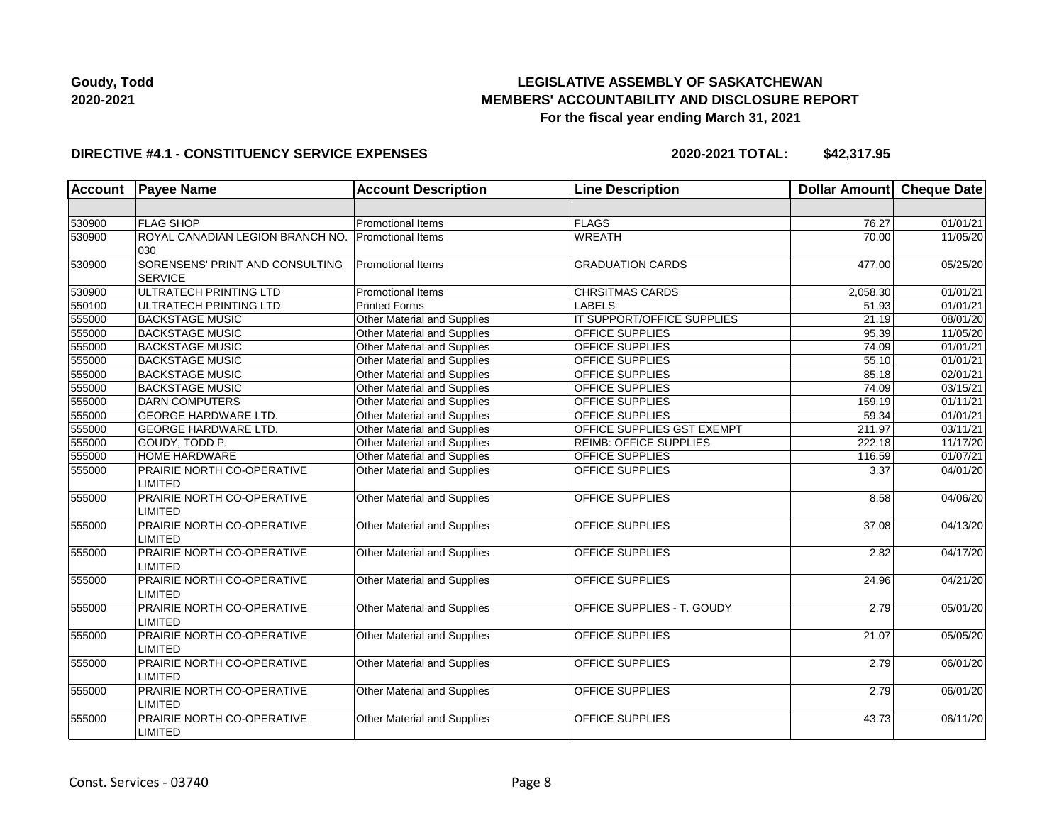**Goudy, Todd**
**2020-2021**

# LEGISLATIVE ASSEMBLY OF SASKATCHEWAN
## MEMBERS' ACCOUNTABILITY AND DISCLOSURE REPORT
### For the fiscal year ending March 31, 2021

**DIRECTIVE #4.1 - CONSTITUENCY SERVICE EXPENSES** **2020-2021 TOTAL: $42,317.95**

| Account | Payee Name | Account Description | Line Description | Dollar Amount | Cheque Date |
|---|---|---|---|---|---|
| | | | | | |
| 530900 | FLAG SHOP | Promotional Items | FLAGS | 76.27 | 01/01/21 |
| 530900 | ROYAL CANADIAN LEGION BRANCH NO. 030 | Promotional Items | WREATH | 70.00 | 11/05/20 |
| 530900 | SORENSENS' PRINT AND CONSULTING SERVICE | Promotional Items | GRADUATION CARDS | 477.00 | 05/25/20 |
| 530900 | ULTRATECH PRINTING LTD | Promotional Items | CHRSITMAS CARDS | 2,058.30 | 01/01/21 |
| 550100 | ULTRATECH PRINTING LTD | Printed Forms | LABELS | 51.93 | 01/01/21 |
| 555000 | BACKSTAGE MUSIC | Other Material and Supplies | IT SUPPORT/OFFICE SUPPLIES | 21.19 | 08/01/20 |
| 555000 | BACKSTAGE MUSIC | Other Material and Supplies | OFFICE SUPPLIES | 95.39 | 11/05/20 |
| 555000 | BACKSTAGE MUSIC | Other Material and Supplies | OFFICE SUPPLIES | 74.09 | 01/01/21 |
| 555000 | BACKSTAGE MUSIC | Other Material and Supplies | OFFICE SUPPLIES | 55.10 | 01/01/21 |
| 555000 | BACKSTAGE MUSIC | Other Material and Supplies | OFFICE SUPPLIES | 85.18 | 02/01/21 |
| 555000 | BACKSTAGE MUSIC | Other Material and Supplies | OFFICE SUPPLIES | 74.09 | 03/15/21 |
| 555000 | DARN COMPUTERS | Other Material and Supplies | OFFICE SUPPLIES | 159.19 | 01/11/21 |
| 555000 | GEORGE HARDWARE LTD. | Other Material and Supplies | OFFICE SUPPLIES | 59.34 | 01/01/21 |
| 555000 | GEORGE HARDWARE LTD. | Other Material and Supplies | OFFICE SUPPLIES GST EXEMPT | 211.97 | 03/11/21 |
| 555000 | GOUDY, TODD P. | Other Material and Supplies | REIMB: OFFICE SUPPLIES | 222.18 | 11/17/20 |
| 555000 | HOME HARDWARE | Other Material and Supplies | OFFICE SUPPLIES | 116.59 | 01/07/21 |
| 555000 | PRAIRIE NORTH CO-OPERATIVE LIMITED | Other Material and Supplies | OFFICE SUPPLIES | 3.37 | 04/01/20 |
| 555000 | PRAIRIE NORTH CO-OPERATIVE LIMITED | Other Material and Supplies | OFFICE SUPPLIES | 8.58 | 04/06/20 |
| 555000 | PRAIRIE NORTH CO-OPERATIVE LIMITED | Other Material and Supplies | OFFICE SUPPLIES | 37.08 | 04/13/20 |
| 555000 | PRAIRIE NORTH CO-OPERATIVE LIMITED | Other Material and Supplies | OFFICE SUPPLIES | 2.82 | 04/17/20 |
| 555000 | PRAIRIE NORTH CO-OPERATIVE LIMITED | Other Material and Supplies | OFFICE SUPPLIES | 24.96 | 04/21/20 |
| 555000 | PRAIRIE NORTH CO-OPERATIVE LIMITED | Other Material and Supplies | OFFICE SUPPLIES - T. GOUDY | 2.79 | 05/01/20 |
| 555000 | PRAIRIE NORTH CO-OPERATIVE LIMITED | Other Material and Supplies | OFFICE SUPPLIES | 21.07 | 05/05/20 |
| 555000 | PRAIRIE NORTH CO-OPERATIVE LIMITED | Other Material and Supplies | OFFICE SUPPLIES | 2.79 | 06/01/20 |
| 555000 | PRAIRIE NORTH CO-OPERATIVE LIMITED | Other Material and Supplies | OFFICE SUPPLIES | 2.79 | 06/01/20 |
| 555000 | PRAIRIE NORTH CO-OPERATIVE LIMITED | Other Material and Supplies | OFFICE SUPPLIES | 43.73 | 06/11/20 |

Const. Services - 03740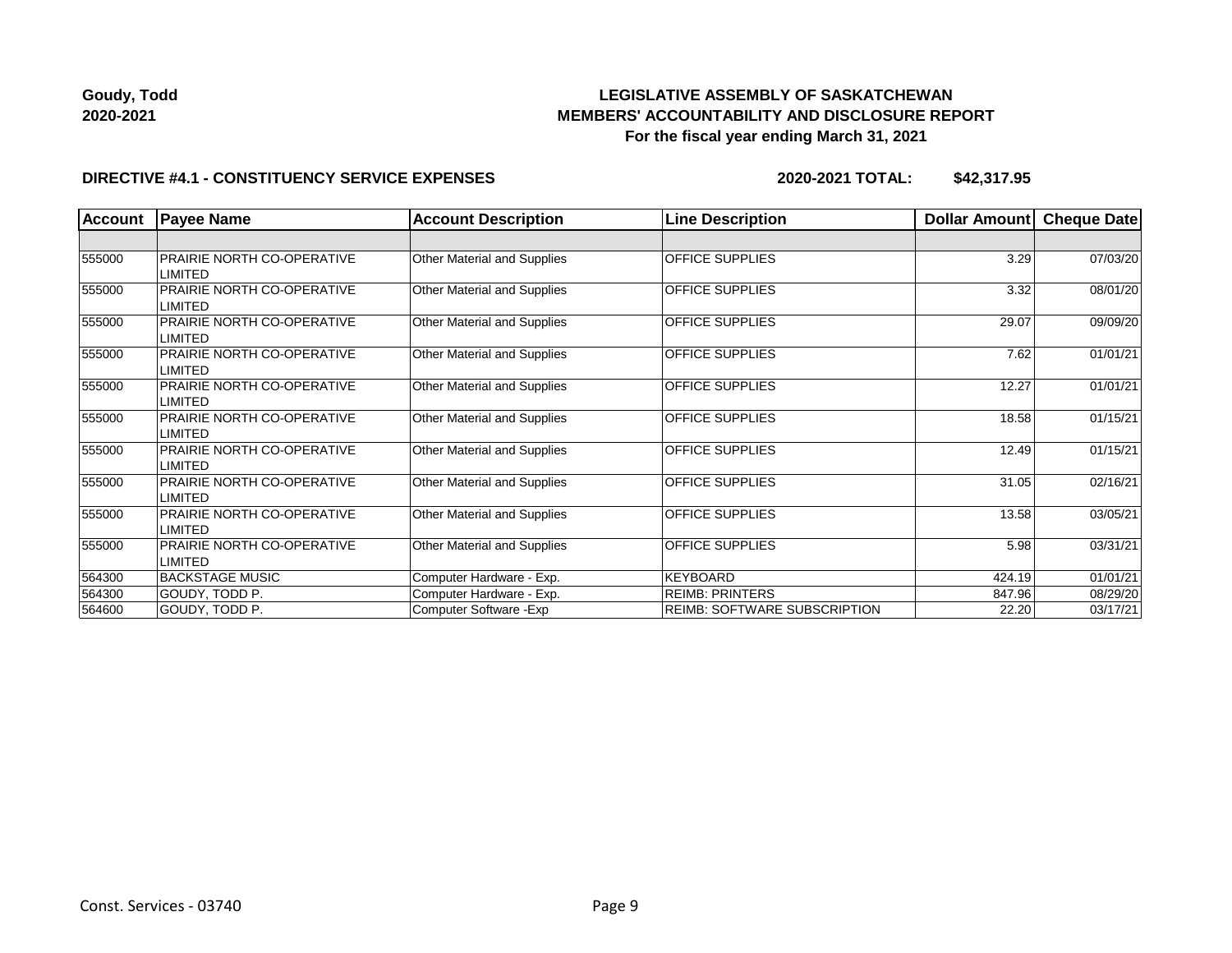**Goudy, Todd**
**2020-2021**

**LEGISLATIVE ASSEMBLY OF SASKATCHEWAN**
**MEMBERS' ACCOUNTABILITY AND DISCLOSURE REPORT**
**For the fiscal year ending March 31, 2021**

**DIRECTIVE #4.1 - CONSTITUENCY SERVICE EXPENSES** **2020-2021 TOTAL: $42,317.95**

| Account | Payee Name | Account Description | Line Description | Dollar Amount | Cheque Date |
|---|---|---|---|---|---|
| | | | | | |
| 555000 | PRAIRIE NORTH CO-OPERATIVE LIMITED | Other Material and Supplies | OFFICE SUPPLIES | 3.29 | 07/03/20 |
| 555000 | PRAIRIE NORTH CO-OPERATIVE LIMITED | Other Material and Supplies | OFFICE SUPPLIES | 3.32 | 08/01/20 |
| 555000 | PRAIRIE NORTH CO-OPERATIVE LIMITED | Other Material and Supplies | OFFICE SUPPLIES | 29.07 | 09/09/20 |
| 555000 | PRAIRIE NORTH CO-OPERATIVE LIMITED | Other Material and Supplies | OFFICE SUPPLIES | 7.62 | 01/01/21 |
| 555000 | PRAIRIE NORTH CO-OPERATIVE LIMITED | Other Material and Supplies | OFFICE SUPPLIES | 12.27 | 01/01/21 |
| 555000 | PRAIRIE NORTH CO-OPERATIVE LIMITED | Other Material and Supplies | OFFICE SUPPLIES | 18.58 | 01/15/21 |
| 555000 | PRAIRIE NORTH CO-OPERATIVE LIMITED | Other Material and Supplies | OFFICE SUPPLIES | 12.49 | 01/15/21 |
| 555000 | PRAIRIE NORTH CO-OPERATIVE LIMITED | Other Material and Supplies | OFFICE SUPPLIES | 31.05 | 02/16/21 |
| 555000 | PRAIRIE NORTH CO-OPERATIVE LIMITED | Other Material and Supplies | OFFICE SUPPLIES | 13.58 | 03/05/21 |
| 555000 | PRAIRIE NORTH CO-OPERATIVE LIMITED | Other Material and Supplies | OFFICE SUPPLIES | 5.98 | 03/31/21 |
| 564300 | BACKSTAGE MUSIC | Computer Hardware - Exp. | KEYBOARD | 424.19 | 01/01/21 |
| 564300 | GOUDY, TODD P. | Computer Hardware - Exp. | REIMB: PRINTERS | 847.96 | 08/29/20 |
| 564600 | GOUDY, TODD P. | Computer Software -Exp | REIMB: SOFTWARE SUBSCRIPTION | 22.20 | 03/17/21 |

Const. Services - 03740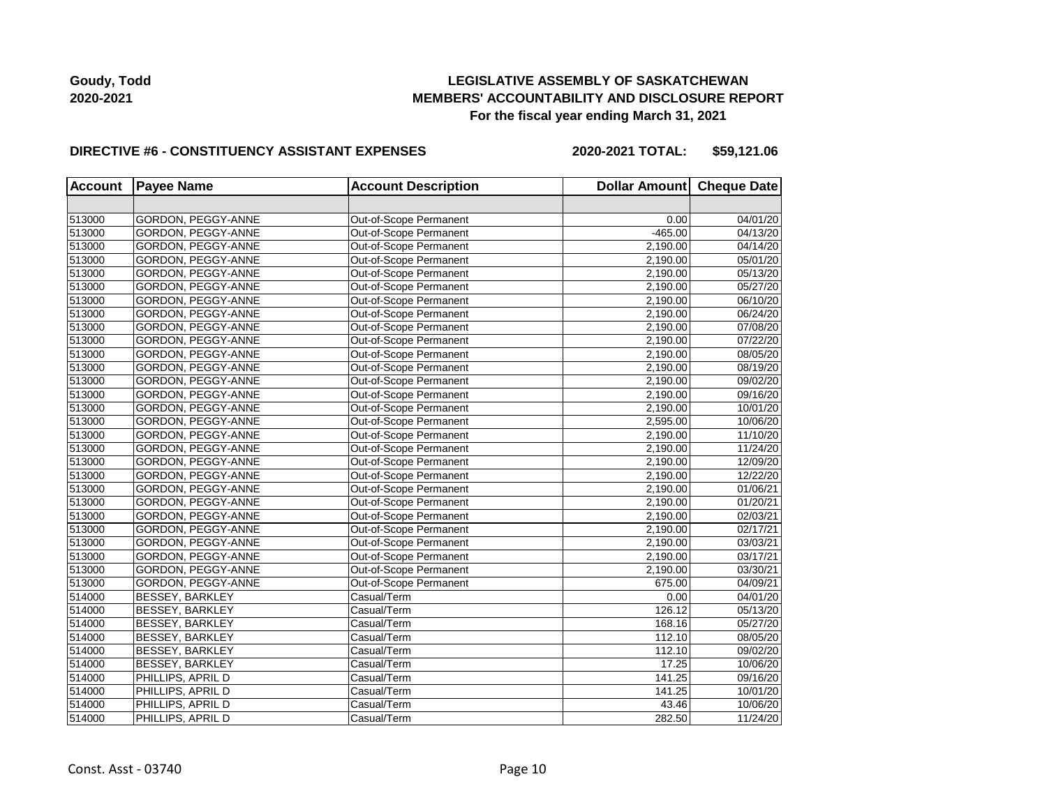Goudy, Todd
2020-2021

**LEGISLATIVE ASSEMBLY OF SASKATCHEWAN**
**MEMBERS' ACCOUNTABILITY AND DISCLOSURE REPORT**
**For the fiscal year ending March 31, 2021**

**DIRECTIVE #6 - CONSTITUENCY ASSISTANT EXPENSES** **2020-2021 TOTAL: $59,121.06**

| Account | Payee Name | Account Description | Dollar Amount | Cheque Date |
|---|---|---|---|---|
| | | | | |
| 513000 | GORDON, PEGGY-ANNE | Out-of-Scope Permanent | 0.00 | 04/01/20 |
| 513000 | GORDON, PEGGY-ANNE | Out-of-Scope Permanent | -465.00 | 04/13/20 |
| 513000 | GORDON, PEGGY-ANNE | Out-of-Scope Permanent | 2,190.00 | 04/14/20 |
| 513000 | GORDON, PEGGY-ANNE | Out-of-Scope Permanent | 2,190.00 | 05/01/20 |
| 513000 | GORDON, PEGGY-ANNE | Out-of-Scope Permanent | 2,190.00 | 05/13/20 |
| 513000 | GORDON, PEGGY-ANNE | Out-of-Scope Permanent | 2,190.00 | 05/27/20 |
| 513000 | GORDON, PEGGY-ANNE | Out-of-Scope Permanent | 2,190.00 | 06/10/20 |
| 513000 | GORDON, PEGGY-ANNE | Out-of-Scope Permanent | 2,190.00 | 06/24/20 |
| 513000 | GORDON, PEGGY-ANNE | Out-of-Scope Permanent | 2,190.00 | 07/08/20 |
| 513000 | GORDON, PEGGY-ANNE | Out-of-Scope Permanent | 2,190.00 | 07/22/20 |
| 513000 | GORDON, PEGGY-ANNE | Out-of-Scope Permanent | 2,190.00 | 08/05/20 |
| 513000 | GORDON, PEGGY-ANNE | Out-of-Scope Permanent | 2,190.00 | 08/19/20 |
| 513000 | GORDON, PEGGY-ANNE | Out-of-Scope Permanent | 2,190.00 | 09/02/20 |
| 513000 | GORDON, PEGGY-ANNE | Out-of-Scope Permanent | 2,190.00 | 09/16/20 |
| 513000 | GORDON, PEGGY-ANNE | Out-of-Scope Permanent | 2,190.00 | 10/01/20 |
| 513000 | GORDON, PEGGY-ANNE | Out-of-Scope Permanent | 2,595.00 | 10/06/20 |
| 513000 | GORDON, PEGGY-ANNE | Out-of-Scope Permanent | 2,190.00 | 11/10/20 |
| 513000 | GORDON, PEGGY-ANNE | Out-of-Scope Permanent | 2,190.00 | 11/24/20 |
| 513000 | GORDON, PEGGY-ANNE | Out-of-Scope Permanent | 2,190.00 | 12/09/20 |
| 513000 | GORDON, PEGGY-ANNE | Out-of-Scope Permanent | 2,190.00 | 12/22/20 |
| 513000 | GORDON, PEGGY-ANNE | Out-of-Scope Permanent | 2,190.00 | 01/06/21 |
| 513000 | GORDON, PEGGY-ANNE | Out-of-Scope Permanent | 2,190.00 | 01/20/21 |
| 513000 | GORDON, PEGGY-ANNE | Out-of-Scope Permanent | 2,190.00 | 02/03/21 |
| 513000 | GORDON, PEGGY-ANNE | Out-of-Scope Permanent | 2,190.00 | 02/17/21 |
| 513000 | GORDON, PEGGY-ANNE | Out-of-Scope Permanent | 2,190.00 | 03/03/21 |
| 513000 | GORDON, PEGGY-ANNE | Out-of-Scope Permanent | 2,190.00 | 03/17/21 |
| 513000 | GORDON, PEGGY-ANNE | Out-of-Scope Permanent | 2,190.00 | 03/30/21 |
| 513000 | GORDON, PEGGY-ANNE | Out-of-Scope Permanent | 675.00 | 04/09/21 |
| 514000 | BESSEY, BARKLEY | Casual/Term | 0.00 | 04/01/20 |
| 514000 | BESSEY, BARKLEY | Casual/Term | 126.12 | 05/13/20 |
| 514000 | BESSEY, BARKLEY | Casual/Term | 168.16 | 05/27/20 |
| 514000 | BESSEY, BARKLEY | Casual/Term | 112.10 | 08/05/20 |
| 514000 | BESSEY, BARKLEY | Casual/Term | 112.10 | 09/02/20 |
| 514000 | BESSEY, BARKLEY | Casual/Term | 17.25 | 10/06/20 |
| 514000 | PHILLIPS, APRIL D | Casual/Term | 141.25 | 09/16/20 |
| 514000 | PHILLIPS, APRIL D | Casual/Term | 141.25 | 10/01/20 |
| 514000 | PHILLIPS, APRIL D | Casual/Term | 43.46 | 10/06/20 |
| 514000 | PHILLIPS, APRIL D | Casual/Term | 282.50 | 11/24/20 |

Const. Asst - 03740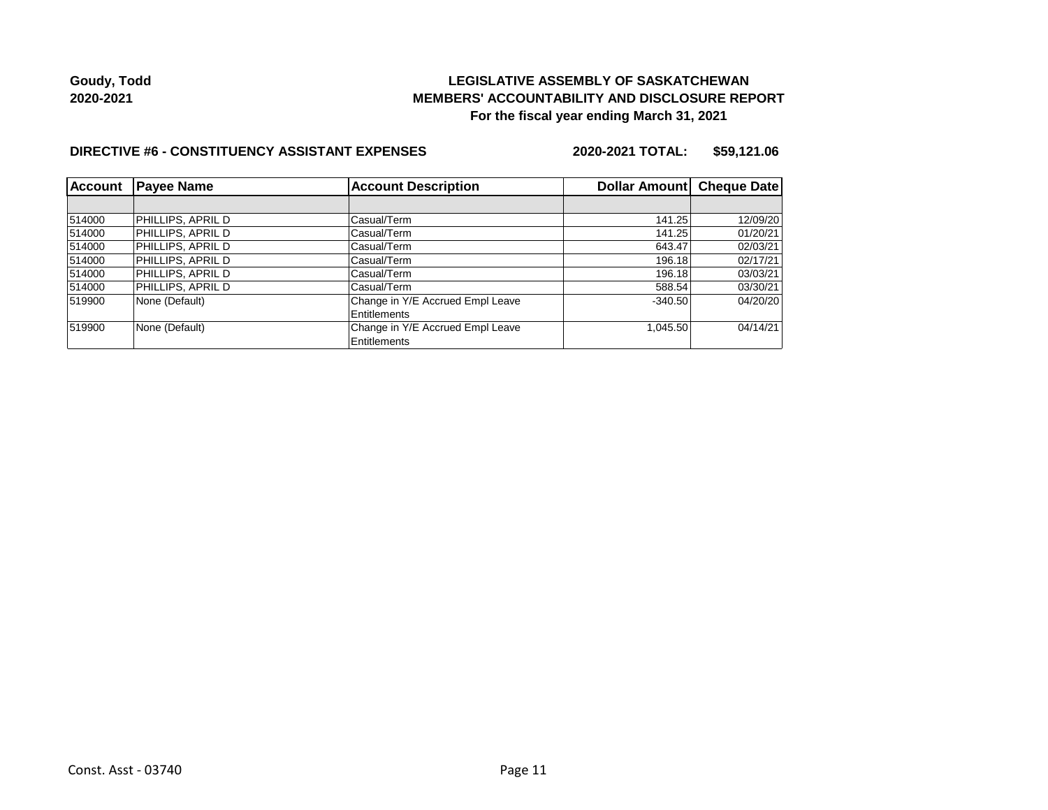**Goudy, Todd**
**2020-2021**

# LEGISLATIVE ASSEMBLY OF SASKATCHEWAN
## MEMBERS' ACCOUNTABILITY AND DISCLOSURE REPORT
### For the fiscal year ending March 31, 2021

**DIRECTIVE #6 - CONSTITUENCY ASSISTANT EXPENSES** **2020-2021 TOTAL: $59,121.06**

| Account | Payee Name | Account Description | Dollar Amount | Cheque Date |
|---|---|---|---|---|
| | | | | |
| 514000 | PHILLIPS, APRIL D | Casual/Term | 141.25 | 12/09/20 |
| 514000 | PHILLIPS, APRIL D | Casual/Term | 141.25 | 01/20/21 |
| 514000 | PHILLIPS, APRIL D | Casual/Term | 643.47 | 02/03/21 |
| 514000 | PHILLIPS, APRIL D | Casual/Term | 196.18 | 02/17/21 |
| 514000 | PHILLIPS, APRIL D | Casual/Term | 196.18 | 03/03/21 |
| 514000 | PHILLIPS, APRIL D | Casual/Term | 588.54 | 03/30/21 |
| 519900 | None (Default) | Change in Y/E Accrued Empl Leave Entitlements | -340.50 | 04/20/20 |
| 519900 | None (Default) | Change in Y/E Accrued Empl Leave Entitlements | 1,045.50 | 04/14/21 |

Const. Asst - 03740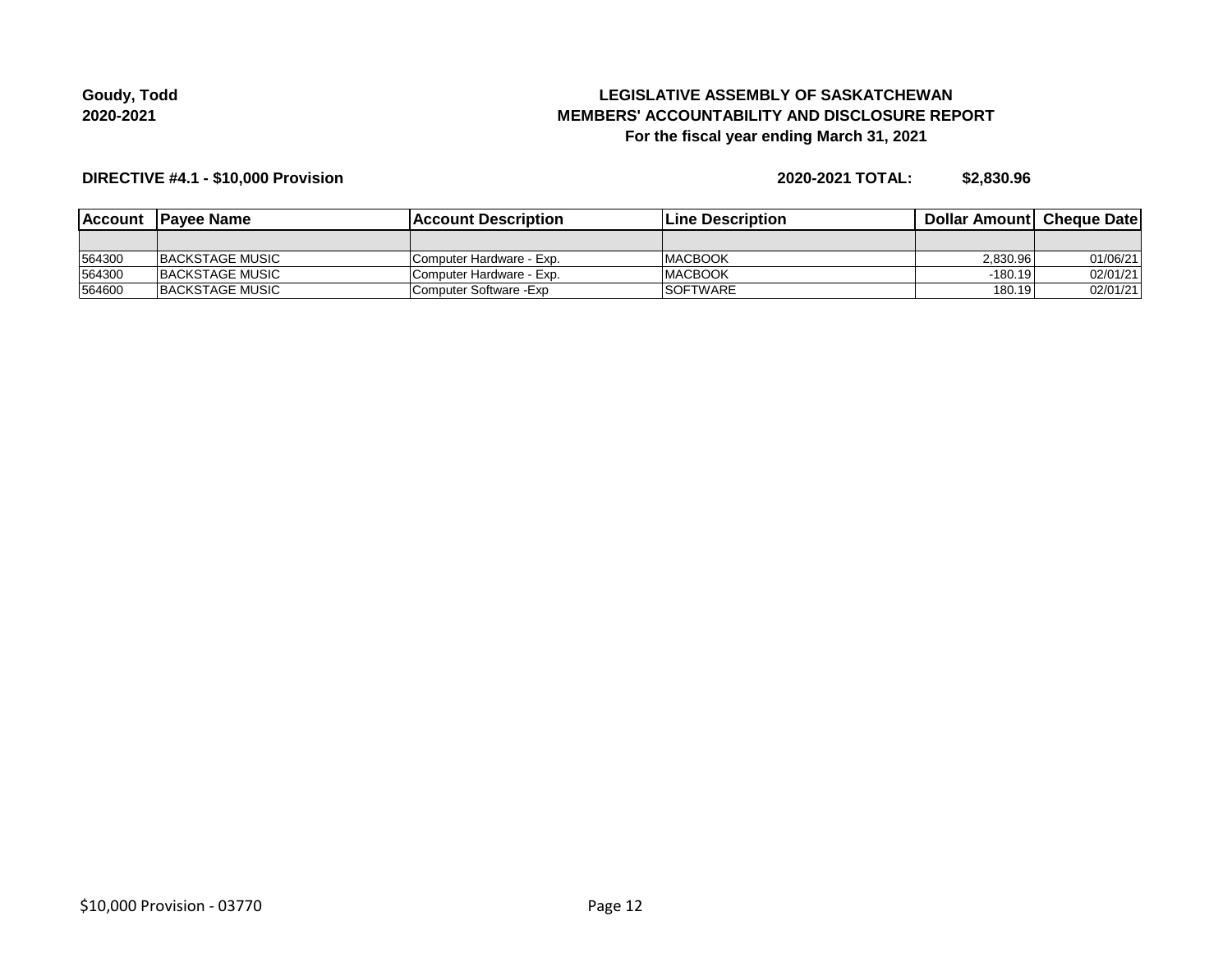**Goudy, Todd**
**2020-2021**

# LEGISLATIVE ASSEMBLY OF SASKATCHEWAN
## MEMBERS' ACCOUNTABILITY AND DISCLOSURE REPORT
### For the fiscal year ending March 31, 2021

**DIRECTIVE #4.1 - $10,000 Provision** **2020-2021 TOTAL: $2,830.96**

| Account | Payee Name | Account Description | Line Description | Dollar Amount | Cheque Date |
|---|---|---|---|---|---|
| | | | | | |
| 564300 | BACKSTAGE MUSIC | Computer Hardware - Exp. | MACBOOK | 2,830.96 | 01/06/21 |
| 564300 | BACKSTAGE MUSIC | Computer Hardware - Exp. | MACBOOK | -180.19 | 02/01/21 |
| 564600 | BACKSTAGE MUSIC | Computer Software -Exp | SOFTWARE | 180.19 | 02/01/21 |

$10,000 Provision - 03770